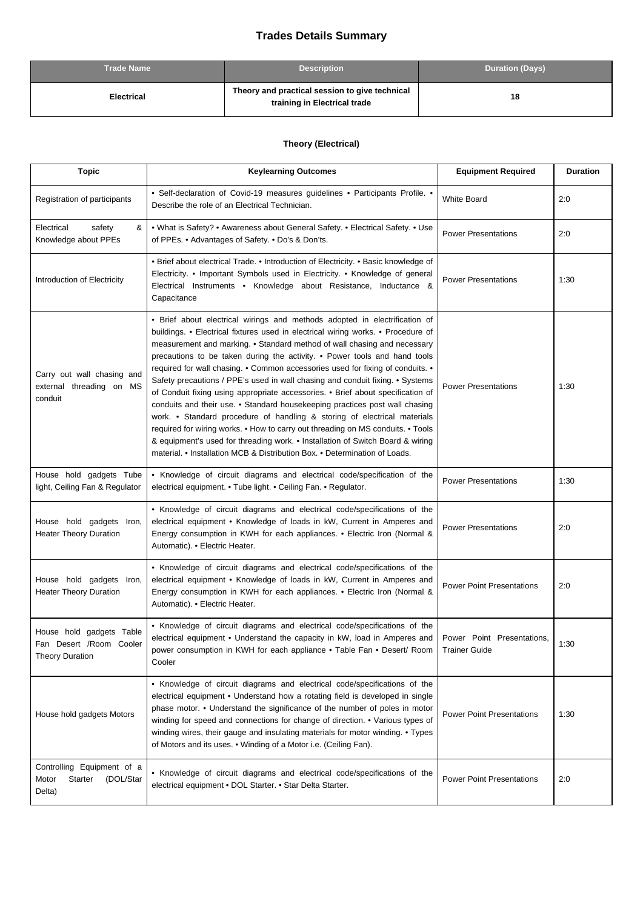# Trades Details Summary

| Trade Name | Description | Duration (Days) |
|---|---|---|
| **Electrical** | **Theory and practical session to give technical training in Electrical trade** | **18** |

### Theory (Electrical)

| Topic | Keylearning Outcomes | Equipment Required | Duration |
|---|---|---|---|
| Registration of participants | • Self-declaration of Covid-19 measures guidelines • Participants Profile. • Describe the role of an Electrical Technician. | White Board | 2:0 |
| Electrical safety & Knowledge about PPEs | • What is Safety? • Awareness about General Safety. • Electrical Safety. • Use of PPEs. • Advantages of Safety. • Do's & Don'ts. | Power Presentations | 2:0 |
| Introduction of Electricity | • Brief about electrical Trade. • Introduction of Electricity. • Basic knowledge of Electricity. • Important Symbols used in Electricity. • Knowledge of general Electrical Instruments • Knowledge about Resistance, Inductance & Capacitance | Power Presentations | 1:30 |
| Carry out wall chasing and external threading on MS conduit | • Brief about electrical wirings and methods adopted in electrification of buildings. • Electrical fixtures used in electrical wiring works. • Procedure of measurement and marking. • Standard method of wall chasing and necessary precautions to be taken during the activity. • Power tools and hand tools required for wall chasing. • Common accessories used for fixing of conduits. • Safety precautions / PPE's used in wall chasing and conduit fixing. • Systems of Conduit fixing using appropriate accessories. • Brief about specification of conduits and their use. • Standard housekeeping practices post wall chasing work. • Standard procedure of handling & storing of electrical materials required for wiring works. • How to carry out threading on MS conduits. • Tools & equipment's used for threading work. • Installation of Switch Board & wiring material. • Installation MCB & Distribution Box. • Determination of Loads. | Power Presentations | 1:30 |
| House hold gadgets Tube light, Ceiling Fan & Regulator | • Knowledge of circuit diagrams and electrical code/specification of the electrical equipment. • Tube light. • Ceiling Fan. • Regulator. | Power Presentations | 1:30 |
| House hold gadgets Iron, Heater Theory Duration | • Knowledge of circuit diagrams and electrical code/specifications of the electrical equipment • Knowledge of loads in kW, Current in Amperes and Energy consumption in KWH for each appliances. • Electric Iron (Normal & Automatic). • Electric Heater. | Power Presentations | 2:0 |
| House hold gadgets Iron, Heater Theory Duration | • Knowledge of circuit diagrams and electrical code/specifications of the electrical equipment • Knowledge of loads in kW, Current in Amperes and Energy consumption in KWH for each appliances. • Electric Iron (Normal & Automatic). • Electric Heater. | Power Point Presentations | 2:0 |
| House hold gadgets Table Fan Desert /Room Cooler Theory Duration | • Knowledge of circuit diagrams and electrical code/specifications of the electrical equipment • Understand the capacity in kW, load in Amperes and power consumption in KWH for each appliance • Table Fan • Desert/ Room Cooler | Power Point Presentations, Trainer Guide | 1:30 |
| House hold gadgets Motors | • Knowledge of circuit diagrams and electrical code/specifications of the electrical equipment • Understand how a rotating field is developed in single phase motor. • Understand the significance of the number of poles in motor winding for speed and connections for change of direction. • Various types of winding wires, their gauge and insulating materials for motor winding. • Types of Motors and its uses. • Winding of a Motor i.e. (Ceiling Fan). | Power Point Presentations | 1:30 |
| Controlling Equipment of a Motor Starter (DOL/Star Delta) | • Knowledge of circuit diagrams and electrical code/specifications of the electrical equipment • DOL Starter. • Star Delta Starter. | Power Point Presentations | 2:0 |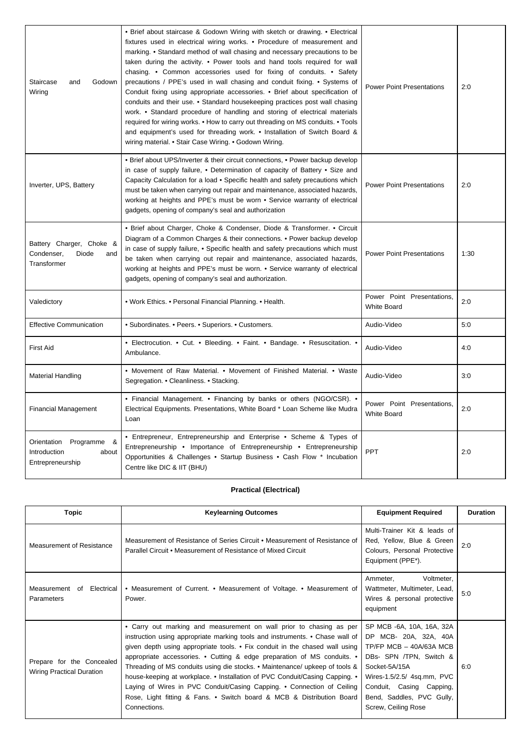| Staircase and Godown Wiring | • Brief about staircase & Godown Wiring with sketch or drawing. • Electrical fixtures used in electrical wiring works. • Procedure of measurement and marking. • Standard method of wall chasing and necessary precautions to be taken during the activity. • Power tools and hand tools required for wall chasing. • Common accessories used for fixing of conduits. • Safety precautions / PPE's used in wall chasing and conduit fixing. • Systems of Conduit fixing using appropriate accessories. • Brief about specification of conduits and their use. • Standard housekeeping practices post wall chasing work. • Standard procedure of handling and storing of electrical materials required for wiring works. • How to carry out threading on MS conduits. • Tools and equipment's used for threading work. • Installation of Switch Board & wiring material. • Stair Case Wiring. • Godown Wiring. | Power Point Presentations | 2:0 |
|---|---|---|---|
| Inverter, UPS, Battery | • Brief about UPS/Inverter & their circuit connections, • Power backup develop in case of supply failure, • Determination of capacity of Battery • Size and Capacity Calculation for a load • Specific health and safety precautions which must be taken when carrying out repair and maintenance, associated hazards, working at heights and PPE's must be worn • Service warranty of electrical gadgets, opening of company's seal and authorization | Power Point Presentations | 2:0 |
| Battery Charger, Choke & Condenser, Diode and Transformer | • Brief about Charger, Choke & Condenser, Diode & Transformer. • Circuit Diagram of a Common Charges & their connections. • Power backup develop in case of supply failure, • Specific health and safety precautions which must be taken when carrying out repair and maintenance, associated hazards, working at heights and PPE's must be worn. • Service warranty of electrical gadgets, opening of company's seal and authorization. | Power Point Presentations | 1:30 |
| Valedictory | • Work Ethics. • Personal Financial Planning. • Health. | Power Point Presentations, White Board | 2:0 |
| Effective Communication | • Subordinates. • Peers. • Superiors. • Customers. | Audio-Video | 5:0 |
| First Aid | • Electrocution. • Cut. • Bleeding. • Faint. • Bandage. • Resuscitation. • Ambulance. | Audio-Video | 4:0 |
| Material Handling | • Movement of Raw Material. • Movement of Finished Material. • Waste Segregation. • Cleanliness. • Stacking. | Audio-Video | 3:0 |
| Financial Management | • Financial Management. • Financing by banks or others (NGO/CSR). • Electrical Equipments. Presentations, White Board * Loan Scheme like Mudra Loan | Power Point Presentations, White Board | 2:0 |
| Orientation Programme & Introduction about Entrepreneurship | • Entrepreneur, Entrepreneurship and Enterprise • Scheme & Types of Entrepreneurship • Importance of Entrepreneurship • Entrepreneurship Opportunities & Challenges • Startup Business • Cash Flow * Incubation Centre like DIC & IIT (BHU) | PPT | 2:0 |

## Practical (Electrical)

| Topic | Keylearning Outcomes | Equipment Required | Duration |
|---|---|---|---|
| Measurement of Resistance | Measurement of Resistance of Series Circuit • Measurement of Resistance of Parallel Circuit • Measurement of Resistance of Mixed Circuit | Multi-Trainer Kit & leads of Red, Yellow, Blue & Green Colours, Personal Protective Equipment (PPE*). | 2:0 |
| Measurement of Electrical Parameters | • Measurement of Current. • Measurement of Voltage. • Measurement of Power. | Ammeter, Voltmeter, Wattmeter, Multimeter, Lead, Wires & personal protective equipment | 5:0 |
| Prepare for the Concealed Wiring Practical Duration | • Carry out marking and measurement on wall prior to chasing as per instruction using appropriate marking tools and instruments. • Chase wall of given depth using appropriate tools. • Fix conduit in the chased wall using appropriate accessories. • Cutting & edge preparation of MS conduits. • Threading of MS conduits using die stocks. • Maintenance/ upkeep of tools & house-keeping at workplace. • Installation of PVC Conduit/Casing Capping. • Laying of Wires in PVC Conduit/Casing Capping. • Connection of Ceiling Rose, Light fitting & Fans. • Switch board & MCB & Distribution Board Connections. | SP MCB -6A, 10A, 16A, 32A DP MCB- 20A, 32A, 40A TP/FP MCB – 40A/63A MCB DBs- SPN /TPN, Switch & Socket-5A/15A Wires-1.5/2.5/ 4sq.mm, PVC Conduit, Casing Capping, Bend, Saddles, PVC Gully, Screw, Ceiling Rose | 6:0 |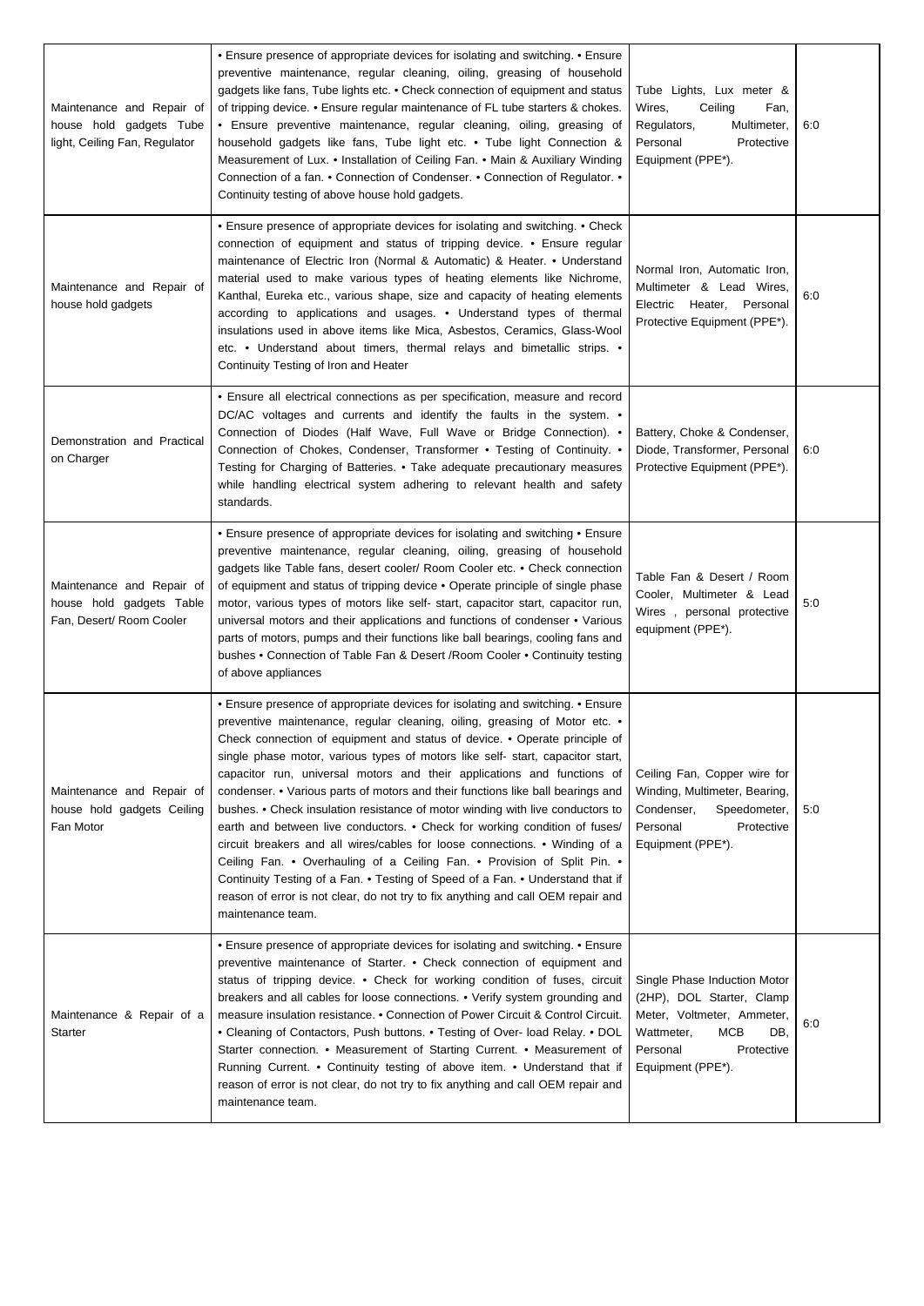| Maintenance and Repair of house hold gadgets Tube light, Ceiling Fan, Regulator | • Ensure presence of appropriate devices for isolating and switching. • Ensure preventive maintenance, regular cleaning, oiling, greasing of household gadgets like fans, Tube lights etc. • Check connection of equipment and status of tripping device. • Ensure regular maintenance of FL tube starters & chokes. • Ensure preventive maintenance, regular cleaning, oiling, greasing of household gadgets like fans, Tube light etc. • Tube light Connection & Measurement of Lux. • Installation of Ceiling Fan. • Main & Auxiliary Winding Connection of a fan. • Connection of Condenser. • Connection of Regulator. • Continuity testing of above house hold gadgets. | Tube Lights, Lux meter & Wires, Ceiling Fan, Regulators, Multimeter, Personal Protective Equipment (PPE*). | 6:0 |
|---|---|---|---|
| Maintenance and Repair of house hold gadgets | • Ensure presence of appropriate devices for isolating and switching. • Check connection of equipment and status of tripping device. • Ensure regular maintenance of Electric Iron (Normal & Automatic) & Heater. • Understand material used to make various types of heating elements like Nichrome, Kanthal, Eureka etc., various shape, size and capacity of heating elements according to applications and usages. • Understand types of thermal insulations used in above items like Mica, Asbestos, Ceramics, Glass-Wool etc. • Understand about timers, thermal relays and bimetallic strips. • Continuity Testing of Iron and Heater | Normal Iron, Automatic Iron, Multimeter & Lead Wires, Electric Heater, Personal Protective Equipment (PPE*). | 6:0 |
| Demonstration and Practical on Charger | • Ensure all electrical connections as per specification, measure and record DC/AC voltages and currents and identify the faults in the system. • Connection of Diodes (Half Wave, Full Wave or Bridge Connection). • Connection of Chokes, Condenser, Transformer • Testing of Continuity. • Testing for Charging of Batteries. • Take adequate precautionary measures while handling electrical system adhering to relevant health and safety standards. | Battery, Choke & Condenser, Diode, Transformer, Personal Protective Equipment (PPE*). | 6:0 |
| Maintenance and Repair of house hold gadgets Table Fan, Desert/ Room Cooler | • Ensure presence of appropriate devices for isolating and switching • Ensure preventive maintenance, regular cleaning, oiling, greasing of household gadgets like Table fans, desert cooler/ Room Cooler etc. • Check connection of equipment and status of tripping device • Operate principle of single phase motor, various types of motors like self- start, capacitor start, capacitor run, universal motors and their applications and functions of condenser • Various parts of motors, pumps and their functions like ball bearings, cooling fans and bushes • Connection of Table Fan & Desert /Room Cooler • Continuity testing of above appliances | Table Fan & Desert / Room Cooler, Multimeter & Lead Wires , personal protective equipment (PPE*). | 5:0 |
| Maintenance and Repair of house hold gadgets Ceiling Fan Motor | • Ensure presence of appropriate devices for isolating and switching. • Ensure preventive maintenance, regular cleaning, oiling, greasing of Motor etc. • Check connection of equipment and status of device. • Operate principle of single phase motor, various types of motors like self- start, capacitor start, capacitor run, universal motors and their applications and functions of condenser. • Various parts of motors and their functions like ball bearings and bushes. • Check insulation resistance of motor winding with live conductors to earth and between live conductors. • Check for working condition of fuses/ circuit breakers and all wires/cables for loose connections. • Winding of a Ceiling Fan. • Overhauling of a Ceiling Fan. • Provision of Split Pin. • Continuity Testing of a Fan. • Testing of Speed of a Fan. • Understand that if reason of error is not clear, do not try to fix anything and call OEM repair and maintenance team. | Ceiling Fan, Copper wire for Winding, Multimeter, Bearing, Condenser, Speedometer, Personal Protective Equipment (PPE*). | 5:0 |
| Maintenance & Repair of a Starter | • Ensure presence of appropriate devices for isolating and switching. • Ensure preventive maintenance of Starter. • Check connection of equipment and status of tripping device. • Check for working condition of fuses, circuit breakers and all cables for loose connections. • Verify system grounding and measure insulation resistance. • Connection of Power Circuit & Control Circuit. • Cleaning of Contactors, Push buttons. • Testing of Over- load Relay. • DOL Starter connection. • Measurement of Starting Current. • Measurement of Running Current. • Continuity testing of above item. • Understand that if reason of error is not clear, do not try to fix anything and call OEM repair and maintenance team. | Single Phase Induction Motor (2HP), DOL Starter, Clamp Meter, Voltmeter, Ammeter, Wattmeter, MCB DB, Personal Protective Equipment (PPE*). | 6:0 |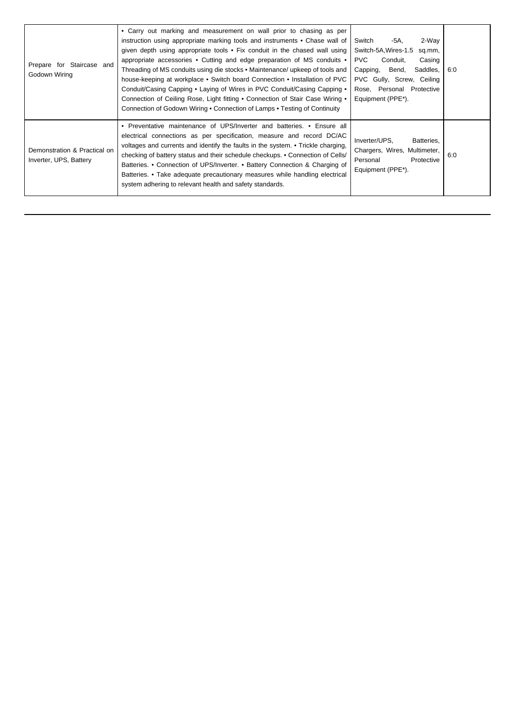| | | | |
|---|---|---|---|
| Prepare for Staircase and Godown Wiring | • Carry out marking and measurement on wall prior to chasing as per instruction using appropriate marking tools and instruments • Chase wall of given depth using appropriate tools • Fix conduit in the chased wall using appropriate accessories • Cutting and edge preparation of MS conduits • Threading of MS conduits using die stocks • Maintenance/ upkeep of tools and house-keeping at workplace • Switch board Connection • Installation of PVC Conduit/Casing Capping • Laying of Wires in PVC Conduit/Casing Capping • Connection of Ceiling Rose, Light fitting • Connection of Stair Case Wiring • Connection of Godown Wiring • Connection of Lamps • Testing of Continuity | Switch -5A, 2-Way Switch-5A,Wires-1.5 sq.mm, PVC Conduit, Casing Capping, Bend, Saddles, PVC Gully, Screw, Ceiling Rose, Personal Protective Equipment (PPE*). | 6:0 |
| Demonstration & Practical on Inverter, UPS, Battery | • Preventative maintenance of UPS/Inverter and batteries. • Ensure all electrical connections as per specification, measure and record DC/AC voltages and currents and identify the faults in the system. • Trickle charging, checking of battery status and their schedule checkups. • Connection of Cells/ Batteries. • Connection of UPS/Inverter. • Battery Connection & Charging of Batteries. • Take adequate precautionary measures while handling electrical system adhering to relevant health and safety standards. | Inverter/UPS, Batteries, Chargers, Wires, Multimeter, Personal Protective Equipment (PPE*). | 6:0 |